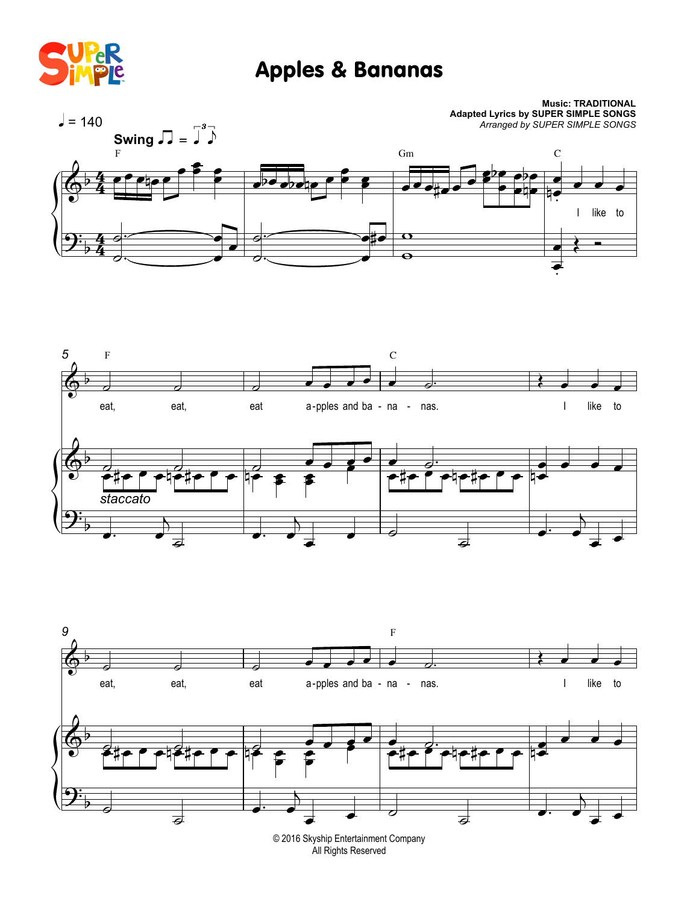# Apples & Bananas

Music: TRADITIONAL
Adapted Lyrics by SUPER SIMPLE SONGS
*Arranged by SUPER SIMPLE SONGS*

♩ = 140

**Swing**

F, Gm, C

I like to

F, C

eat, eat, eat a-pples and ba - na - nas. I like to

*staccato*

F

eat, eat, eat a-pples and ba - na - nas. I like to

© 2016 Skyship Entertainment Company
All Rights Reserved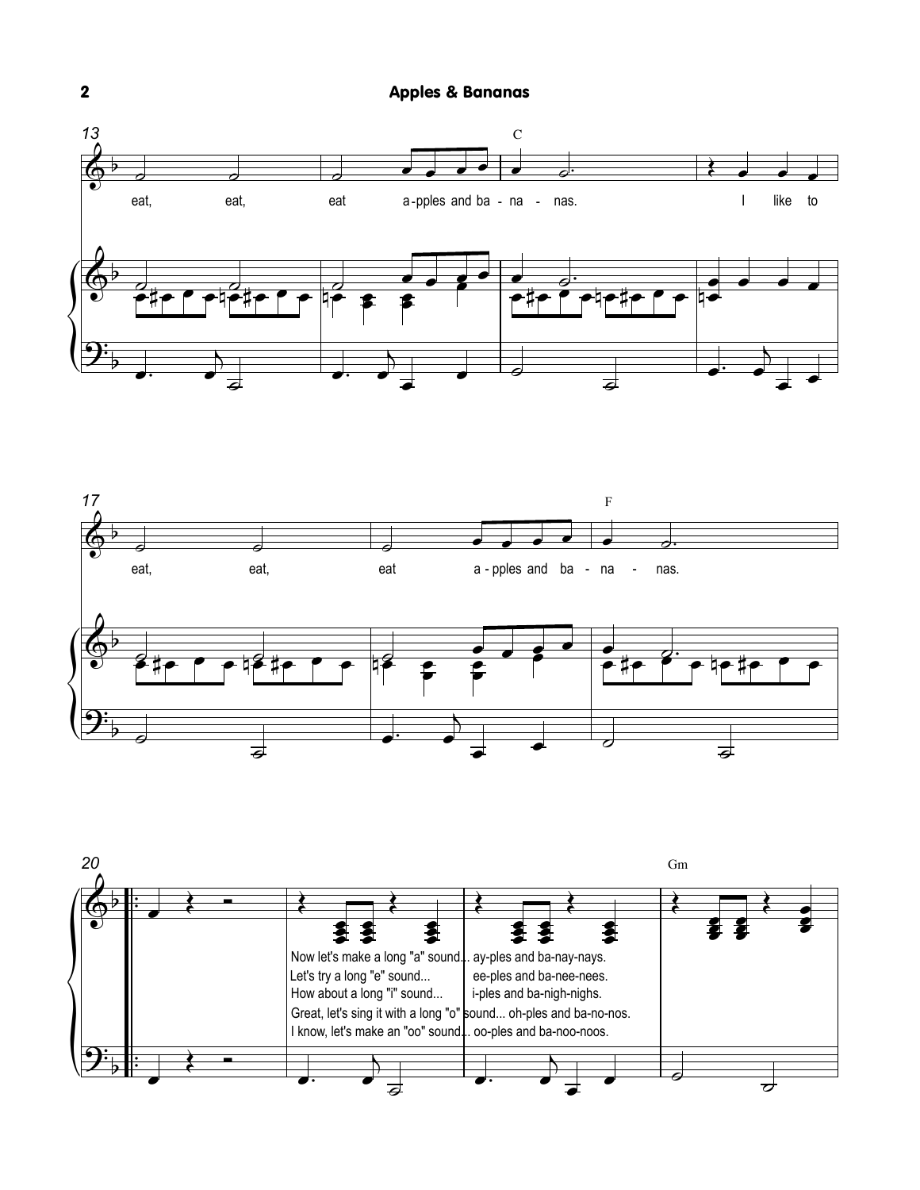13

C

eat, eat, eat a-pples and ba - na - nas. I like to

17

F

eat, eat, eat a - pples and ba - na - nas.

20

Gm

Now let's make a long "a" sound... ay-ples and ba-nay-nays.
Let's try a long "e" sound... ee-ples and ba-nee-nees.
How about a long "i" sound... i-ples and ba-nigh-nighs.
Great, let's sing it with a long "o" sound... oh-ples and ba-no-nos.
I know, let's make an "oo" sound... oo-ples and ba-noo-noos.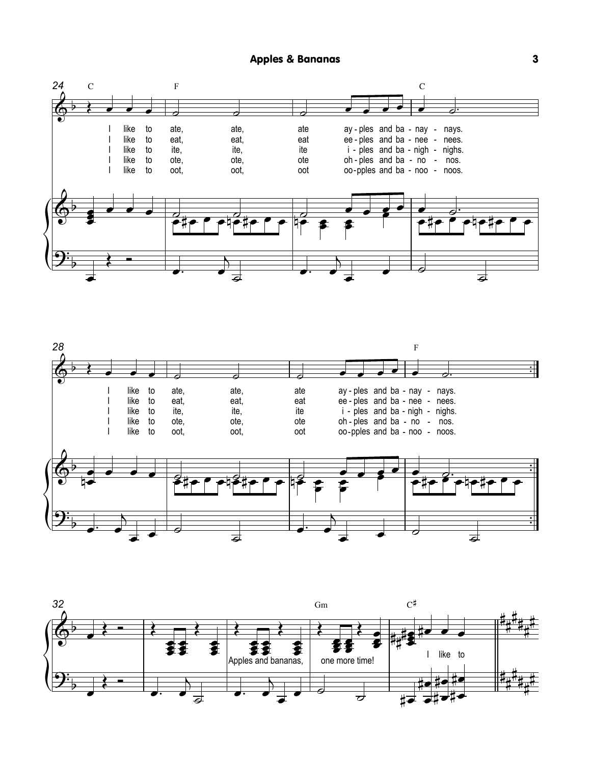24

C F C

I like to ate, ate, ate ay - ples and ba - nay - nays.
I like to eat, eat, eat ee - ples and ba - nee - nees.
I like to ite, ite, ite i - ples and ba - nigh - nighs.
I like to ote, ote, ote oh - ples and ba - no - nos.
I like to oot, oot, oot oo - pples and ba - noo - noos.

28

F

I like to ate, ate, ate ay - ples and ba - nay - nays.
I like to eat, eat, eat ee - ples and ba - nee - nees.
I like to ite, ite, ite i - ples and ba - nigh - nighs.
I like to ote, ote, ote oh - ples and ba - no - nos.
I like to oot, oot, oot oo - pples and ba - noo - noos.

32

Gm C♯

Apples and bananas, one more time! I like to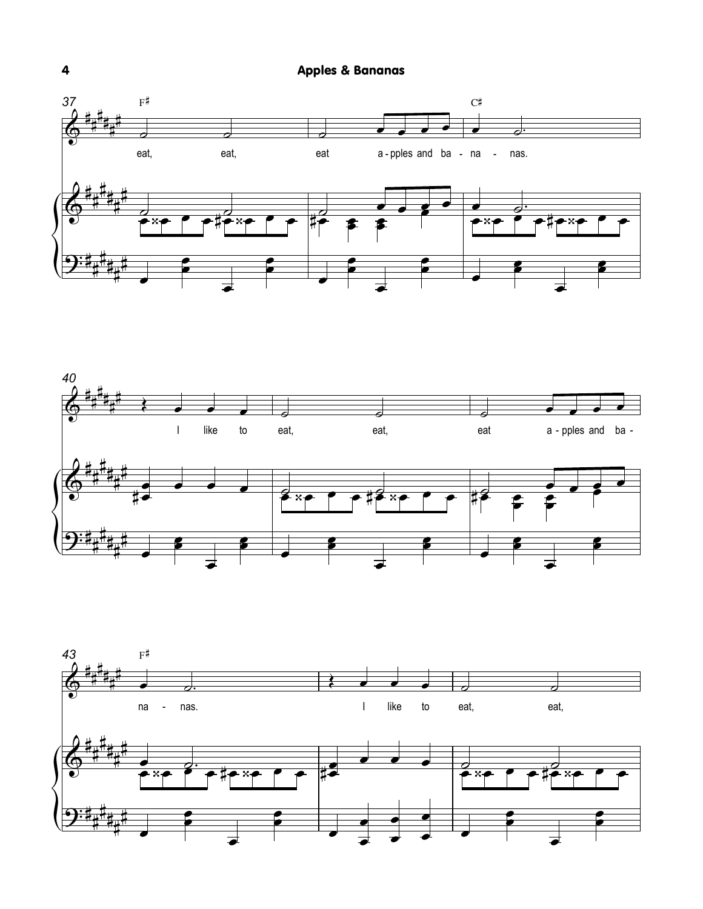37 F♯ C♯

eat, eat, eat a-pples and ba-na-nas.

40

I like to eat, eat, eat a-pples and ba-

43 F♯

na-nas. I like to eat, eat,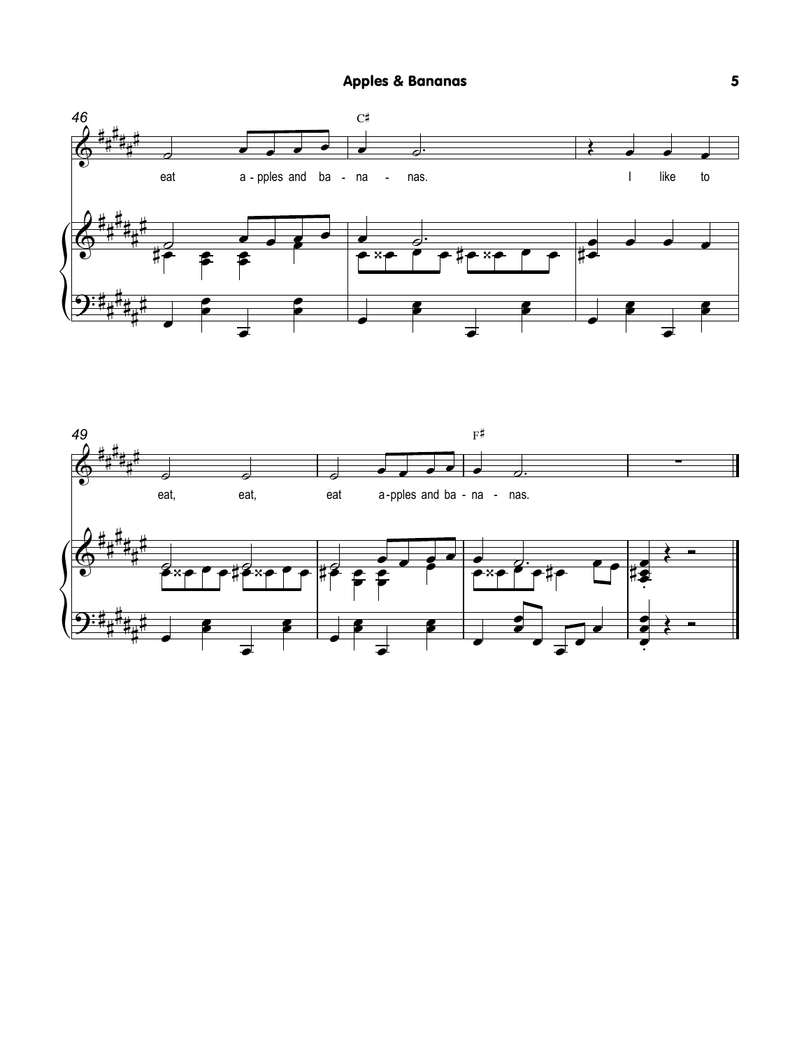46

C♯

eat a - pples and ba - na - nas. I like to

49

F♯

eat, eat, eat a - pples and ba - na - nas.